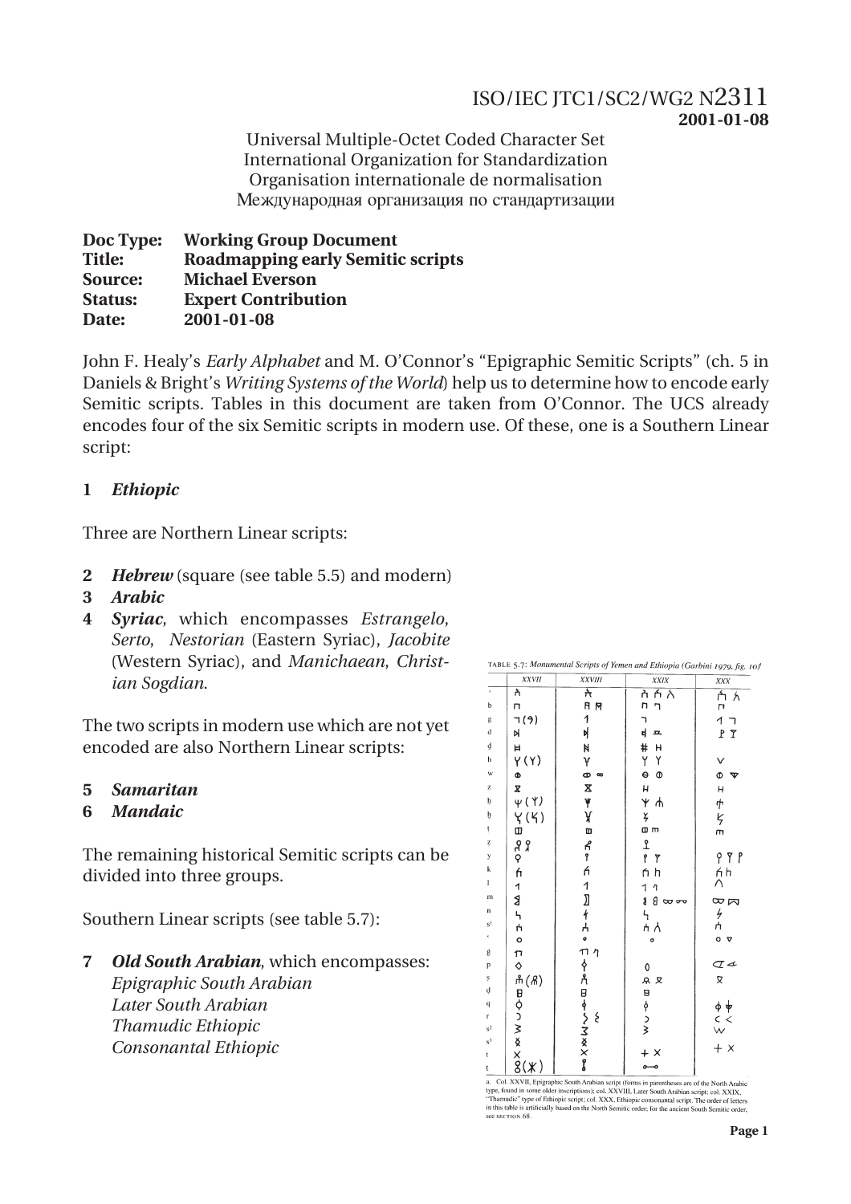ISO/IEC JTC1/SC2/WG2 N2311
**2001-01-08**

Universal Multiple-Octet Coded Character Set
International Organization for Standardization
Organisation internationale de normalisation
Международная организация по стандартизации

**Doc Type: Working Group Document**
**Title: Roadmapping early Semitic scripts**
**Source: Michael Everson**
**Status: Expert Contribution**
**Date: 2001-01-08**

John F. Healy's *Early Alphabet* and M. O'Connor's "Epigraphic Semitic Scripts" (ch. 5 in Daniels & Bright's *Writing Systems of the World*) help us to determine how to encode early Semitic scripts. Tables in this document are taken from O'Connor. The UCS already encodes four of the six Semitic scripts in modern use. Of these, one is a Southern Linear script:

**1** ***Ethiopic***

Three are Northern Linear scripts:

**2** ***Hebrew*** (square (see table 5.5) and modern)
**3** ***Arabic***
**4** ***Syriac***, which encompasses *Estrangelo*, *Serto*, *Nestorian* (Eastern Syriac), *Jacobite* (Western Syriac), and *Manichaean*, *Christian Sogdian*.

The two scripts in modern use which are not yet encoded are also Northern Linear scripts:

**5** ***Samaritan***
**6** ***Mandaic***

The remaining historical Semitic scripts can be divided into three groups.

Southern Linear scripts (see table 5.7):

**7** ***Old South Arabian***, which encompasses:
*Epigraphic South Arabian*
*Later South Arabian*
*Thamudic Ethiopic*
*Consonantal Ethiopic*

TABLE 5.7: *Monumental Scripts of Yemen and Ethiopia (Garbini 1979, fig. 10)*[a]

a. Col. XXVII, Epigraphic South Arabian script (forms in parentheses are of the North Arabic type, found in some older inscriptions); col. XXVIII, Later South Arabian script; col. XXIX, "Thamudic" type of Ethiopic script; col. XXX, Ethiopic consonantal script. The order of letters in this table is artificially based on the North Semitic order; for the ancient South Semitic order, see SECTION 68.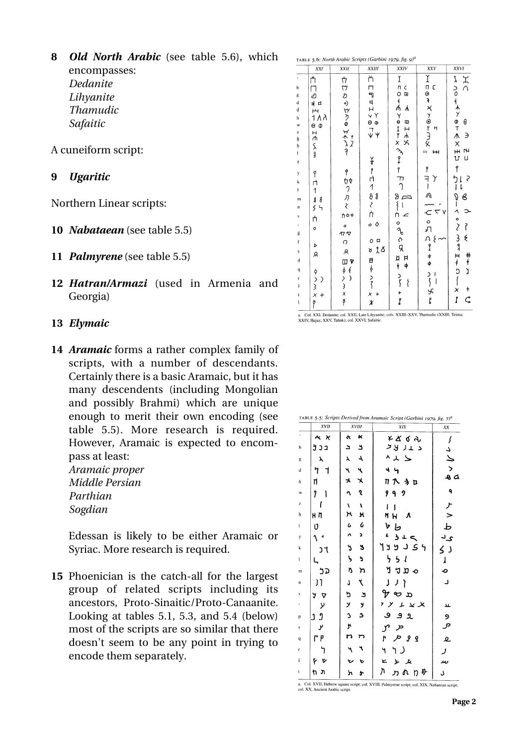**8** ***Old North Arabic*** (see table 5.6), which encompasses:
*Dedanite*
*Lihyanite*
*Thamudic*
*Safaitic*

A cuneiform script:

**9** ***Ugaritic***

Northern Linear scripts:

**10** ***Nabataean*** (see table 5.5)

**11** ***Palmyrene*** (see table 5.5)

**12** ***Hatran/Armazi*** (used in Armenia and Georgia)

**13** ***Elymaic***

**14** ***Aramaic*** forms a rather complex family of scripts, with a number of descendants. Certainly there is a basic Aramaic, but it has many descendents (including Mongolian and possibly Brahmi) which are unique enough to merit their own encoding (see table 5.5). More research is required. However, Aramaic is expected to encompass at least:
*Aramaic proper*
*Middle Persian*
*Parthian*
*Sogdian*

Edessan is likely to be either Aramaic or Syriac. More research is required.

**15** Phoenician is the catch-all for the largest group of related scripts including its ancestors, Proto-Sinaitic/Proto-Canaanite. Looking at tables 5.1, 5.3, and 5.4 (below) most of the scripts are so similar that there doesn't seem to be any point in trying to encode them separately.

TABLE 5.6: *North Arabic Scripts (Garbini 1979, fig. 9)*[a]

a. Col. XXI, Dedanite; col. XXII, Late Lihyanite; cols. XXIII–XXV, Thamudic (XXIII, Teima; XXIV, Hejaz; XXV, Tabuk); col. XXVI, Safaitic.

TABLE 5.5: *Scripts Derived from Aramaic Script (Garbini 1979, fig. 7)*[a]

a. Col. XVII, Hebrew square script; col. XVIII, Palmyrene script; col. XIX, Nabataean script; col. XX, Ancient Arabic script.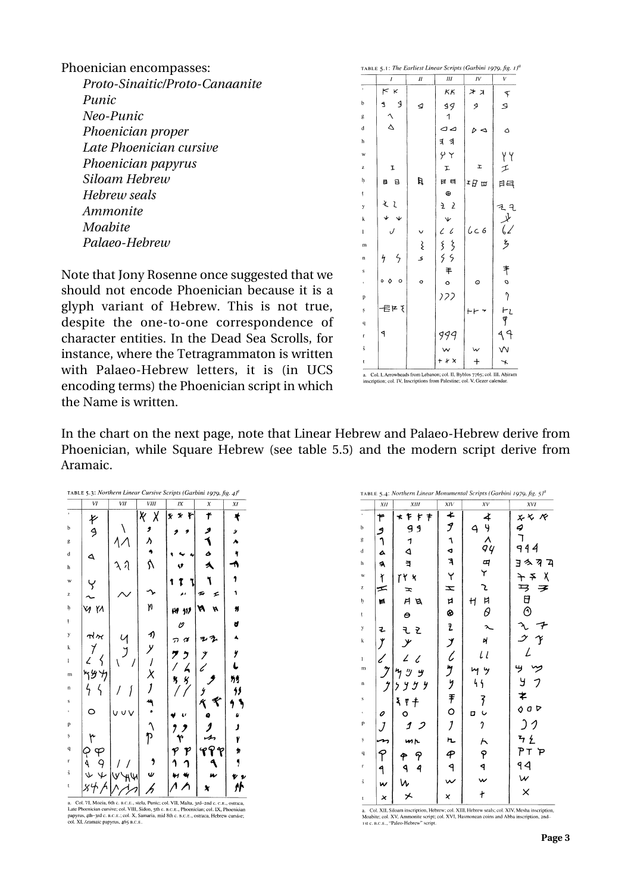Phoenician encompasses:

*Proto-Sinaitic/Proto-Canaanite*
*Punic*
*Neo-Punic*
*Phoenician proper*
*Late Phoenician cursive*
*Phoenician papyrus*
*Siloam Hebrew*
*Hebrew seals*
*Ammonite*
*Moabite*
*Palaeo-Hebrew*

Note that Jony Rosenne once suggested that we should not encode Phoenician because it is a glyph variant of Hebrew. This is not true, despite the one-to-one correspondence of character entities. In the Dead Sea Scrolls, for instance, where the Tetragrammaton is written with Palaeo-Hebrew letters, it is (in UCS encoding terms) the Phoenician script in which the Name is written.

TABLE 5.1: *The Earliest Linear Scripts (Garbini 1979, fig. 1)*[a]

a. Col. I, Arrowheads from Lebanon; col. II, Byblos 7765; col. III, Abiram inscription; col. IV, Inscriptions from Palestine; col. V, Gezer calendar.

In the chart on the next page, note that Linear Hebrew and Palaeo-Hebrew derive from Phoenician, while Square Hebrew (see table 5.5) and the modern script derive from Aramaic.

TABLE 5.3: *Northern Linear Cursive Scripts (Garbini 1979, fig. 4)*[a]

a. Col. VI, Mozia, 6th c. B.C.E., stela, Punic; col. VII, Malta, 3rd–2nd c. C.E., ostraca, Late Phoenician cursive; col. VIII, Sidon, 5th c. B.C.E., Phoenician; col. IX, Phoenician papyrus, 4th–3rd c. B.C.E.; col. X, Samaria, mid 8th c. B.C.E., ostraca, Hebrew cursive; col. XI, Aramaic papyrus, 465 B.C.E.

TABLE 5.4: *Northern Linear Monumental Scripts (Garbini 1979, fig. 5)*[a]

a. Col. XII, Siloam inscription, Hebrew; col. XIII, Hebrew seals; col. XIV, Mesha inscription, Moabite; col. XV, Ammonite script; col. XVI, Hasmonean coins and Abba inscription, 2nd–1st c. B.C.E., "Paleo-Hebrew" script.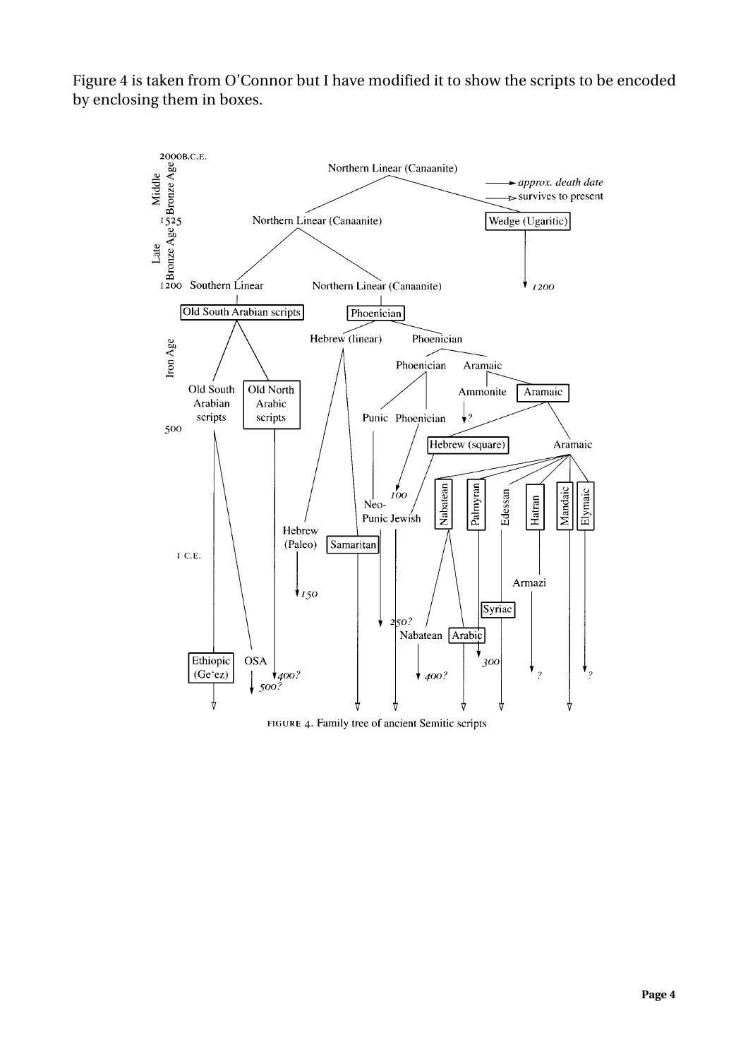Figure 4 is taken from O'Connor but I have modified it to show the scripts to be encoded by enclosing them in boxes.

2000B.C.E.

Middle Bronze Age

1525

Late Bronze Age

1200

Iron Age

500

1 C.E.

Northern Linear (Canaanite)

approx. death date

survives to present

Northern Linear (Canaanite)

Wedge (Ugaritic)

Southern Linear

Northern Linear (Canaanite)

1200

Old South Arabian scripts

Phoenician

Hebrew (linear)

Phoenician

Phoenician

Aramaic

Old South Arabian scripts

Old North Arabic scripts

Ammonite

Aramaic

Punic

Phoenician

?

Hebrew (square)

Aramaic

100

Neo-Punic

Jewish

Nabatean

Palmyran

Edessan

Hatran

Mandaic

Elymaic

Hebrew (Paleo)

Samaritan

150

Armazi

Syriac

250?

Nabatean

Arabic

300

Ethiopic (Ge'ez)

OSA

400?

500?

400?

?

?

FIGURE 4. Family tree of ancient Semitic scripts